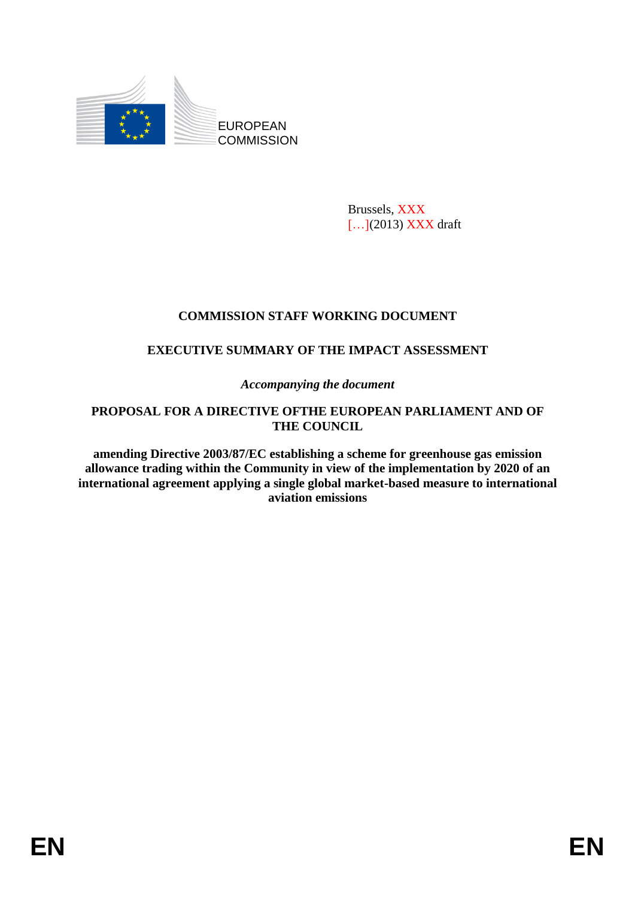EUROPEAN COMMISSION

Brussels, XXX
[…](2013) XXX draft

**COMMISSION STAFF WORKING DOCUMENT**

**EXECUTIVE SUMMARY OF THE IMPACT ASSESSMENT**

*Accompanying the document*

**PROPOSAL FOR A DIRECTIVE OFTHE EUROPEAN PARLIAMENT AND OF THE COUNCIL**

**amending Directive 2003/87/EC establishing a scheme for greenhouse gas emission allowance trading within the Community in view of the implementation by 2020 of an international agreement applying a single global market-based measure to international aviation emissions**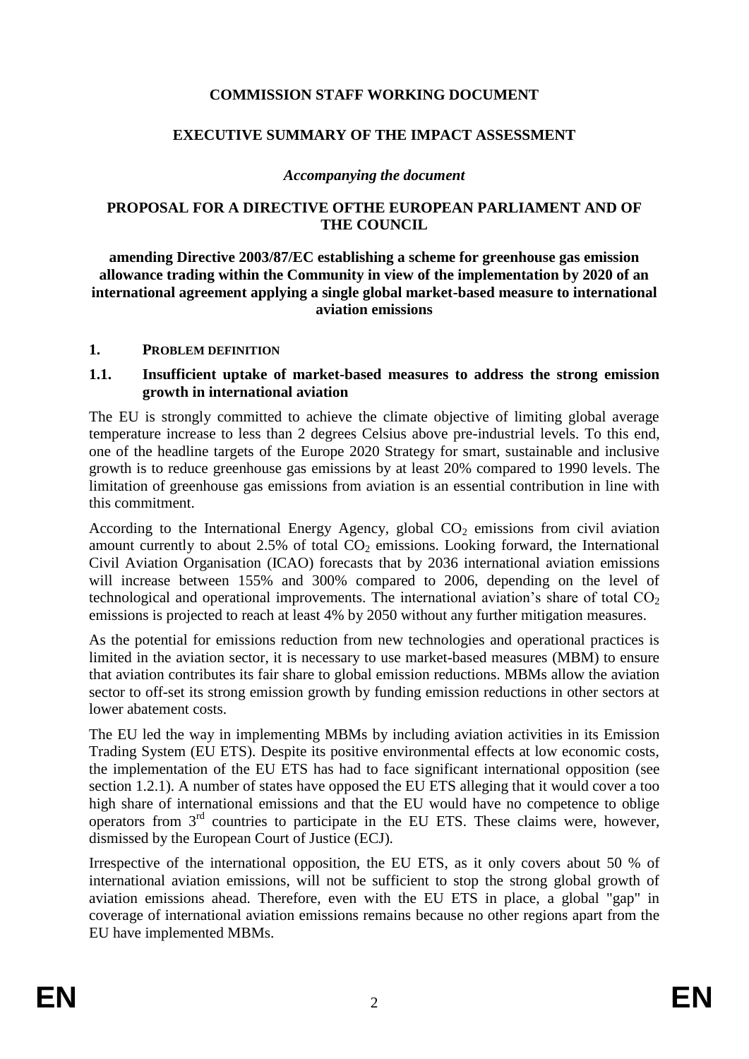**COMMISSION STAFF WORKING DOCUMENT**

**EXECUTIVE SUMMARY OF THE IMPACT ASSESSMENT**

*Accompanying the document*

**PROPOSAL FOR A DIRECTIVE OFTHE EUROPEAN PARLIAMENT AND OF THE COUNCIL**

**amending Directive 2003/87/EC establishing a scheme for greenhouse gas emission allowance trading within the Community in view of the implementation by 2020 of an international agreement applying a single global market-based measure to international aviation emissions**

## 1. PROBLEM DEFINITION

### 1.1. Insufficient uptake of market-based measures to address the strong emission growth in international aviation

The EU is strongly committed to achieve the climate objective of limiting global average temperature increase to less than 2 degrees Celsius above pre-industrial levels. To this end, one of the headline targets of the Europe 2020 Strategy for smart, sustainable and inclusive growth is to reduce greenhouse gas emissions by at least 20% compared to 1990 levels. The limitation of greenhouse gas emissions from aviation is an essential contribution in line with this commitment.

According to the International Energy Agency, global $CO_2$ emissions from civil aviation amount currently to about 2.5% of total $CO_2$ emissions. Looking forward, the International Civil Aviation Organisation (ICAO) forecasts that by 2036 international aviation emissions will increase between 155% and 300% compared to 2006, depending on the level of technological and operational improvements. The international aviation's share of total $CO_2$ emissions is projected to reach at least 4% by 2050 without any further mitigation measures.

As the potential for emissions reduction from new technologies and operational practices is limited in the aviation sector, it is necessary to use market-based measures (MBM) to ensure that aviation contributes its fair share to global emission reductions. MBMs allow the aviation sector to off-set its strong emission growth by funding emission reductions in other sectors at lower abatement costs.

The EU led the way in implementing MBMs by including aviation activities in its Emission Trading System (EU ETS). Despite its positive environmental effects at low economic costs, the implementation of the EU ETS has had to face significant international opposition (see section 1.2.1). A number of states have opposed the EU ETS alleging that it would cover a too high share of international emissions and that the EU would have no competence to oblige operators from 3rd countries to participate in the EU ETS. These claims were, however, dismissed by the European Court of Justice (ECJ).

Irrespective of the international opposition, the EU ETS, as it only covers about 50 % of international aviation emissions, will not be sufficient to stop the strong global growth of aviation emissions ahead. Therefore, even with the EU ETS in place, a global "gap" in coverage of international aviation emissions remains because no other regions apart from the EU have implemented MBMs.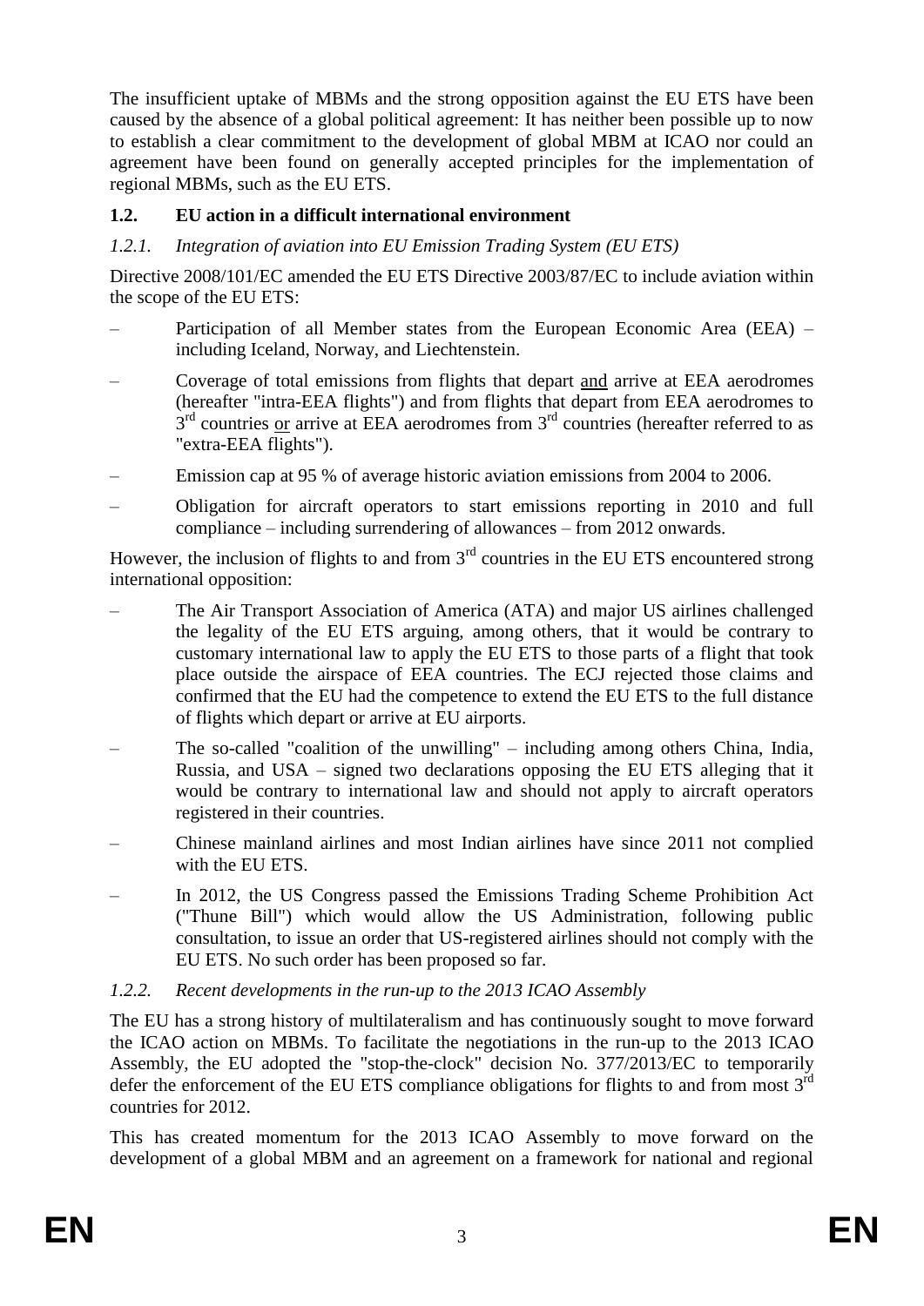The insufficient uptake of MBMs and the strong opposition against the EU ETS have been caused by the absence of a global political agreement: It has neither been possible up to now to establish a clear commitment to the development of global MBM at ICAO nor could an agreement have been found on generally accepted principles for the implementation of regional MBMs, such as the EU ETS.

### 1.2. EU action in a difficult international environment

#### *1.2.1. Integration of aviation into EU Emission Trading System (EU ETS)*

Directive 2008/101/EC amended the EU ETS Directive 2003/87/EC to include aviation within the scope of the EU ETS:

- Participation of all Member states from the European Economic Area (EEA) – including Iceland, Norway, and Liechtenstein.
- Coverage of total emissions from flights that depart <u>and</u> arrive at EEA aerodromes (hereafter "intra-EEA flights") and from flights that depart from EEA aerodromes to 3rd countries <u>or</u> arrive at EEA aerodromes from 3rd countries (hereafter referred to as "extra-EEA flights").
- Emission cap at 95 % of average historic aviation emissions from 2004 to 2006.
- Obligation for aircraft operators to start emissions reporting in 2010 and full compliance – including surrendering of allowances – from 2012 onwards.

However, the inclusion of flights to and from 3rd countries in the EU ETS encountered strong international opposition:

- The Air Transport Association of America (ATA) and major US airlines challenged the legality of the EU ETS arguing, among others, that it would be contrary to customary international law to apply the EU ETS to those parts of a flight that took place outside the airspace of EEA countries. The ECJ rejected those claims and confirmed that the EU had the competence to extend the EU ETS to the full distance of flights which depart or arrive at EU airports.
- The so-called "coalition of the unwilling" – including among others China, India, Russia, and USA – signed two declarations opposing the EU ETS alleging that it would be contrary to international law and should not apply to aircraft operators registered in their countries.
- Chinese mainland airlines and most Indian airlines have since 2011 not complied with the EU ETS.
- In 2012, the US Congress passed the Emissions Trading Scheme Prohibition Act ("Thune Bill") which would allow the US Administration, following public consultation, to issue an order that US-registered airlines should not comply with the EU ETS. No such order has been proposed so far.

#### *1.2.2. Recent developments in the run-up to the 2013 ICAO Assembly*

The EU has a strong history of multilateralism and has continuously sought to move forward the ICAO action on MBMs. To facilitate the negotiations in the run-up to the 2013 ICAO Assembly, the EU adopted the "stop-the-clock" decision No. 377/2013/EC to temporarily defer the enforcement of the EU ETS compliance obligations for flights to and from most 3rd countries for 2012.

This has created momentum for the 2013 ICAO Assembly to move forward on the development of a global MBM and an agreement on a framework for national and regional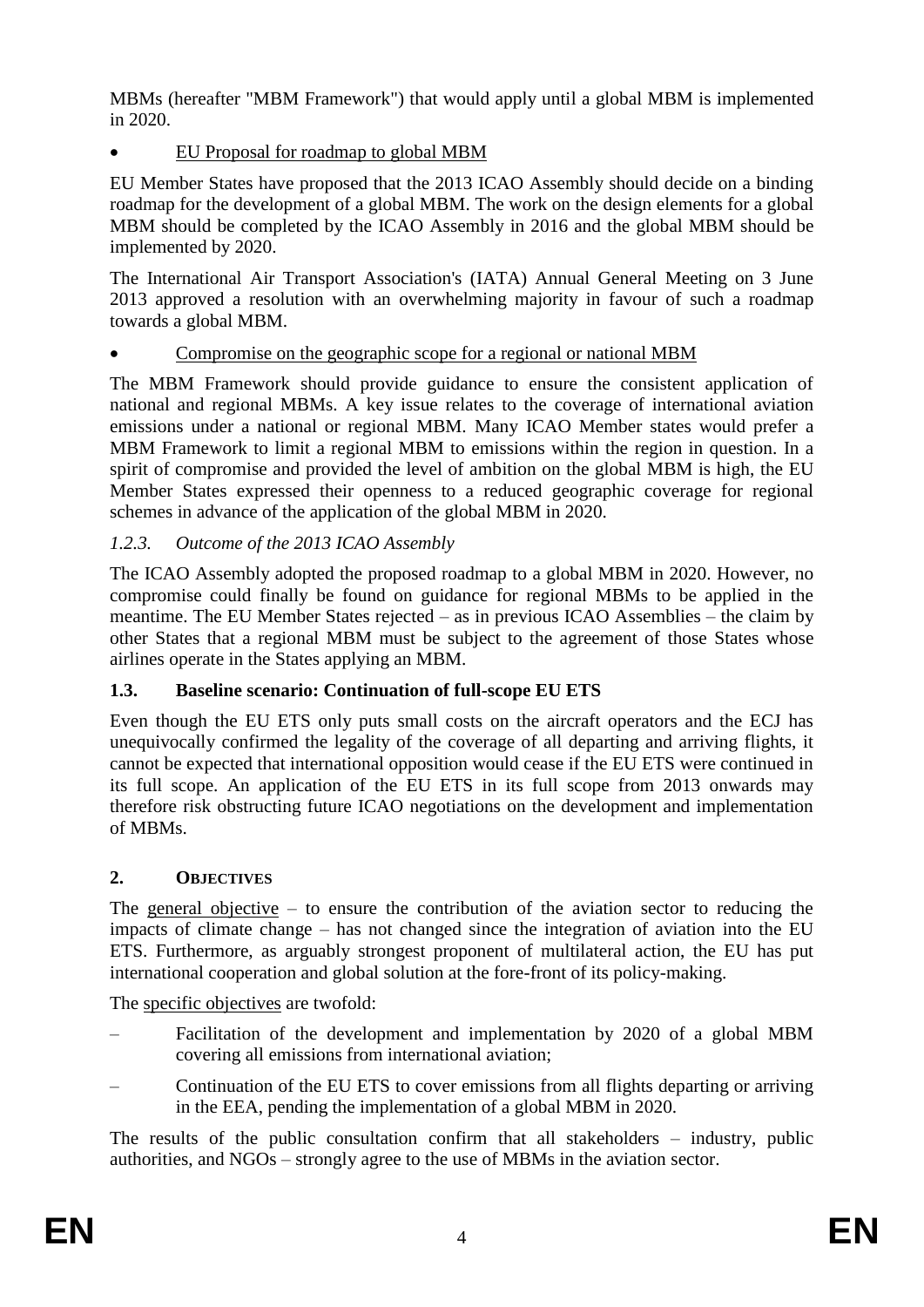MBMs (hereafter "MBM Framework") that would apply until a global MBM is implemented in 2020.

- EU Proposal for roadmap to global MBM

EU Member States have proposed that the 2013 ICAO Assembly should decide on a binding roadmap for the development of a global MBM. The work on the design elements for a global MBM should be completed by the ICAO Assembly in 2016 and the global MBM should be implemented by 2020.

The International Air Transport Association's (IATA) Annual General Meeting on 3 June 2013 approved a resolution with an overwhelming majority in favour of such a roadmap towards a global MBM.

- Compromise on the geographic scope for a regional or national MBM

The MBM Framework should provide guidance to ensure the consistent application of national and regional MBMs. A key issue relates to the coverage of international aviation emissions under a national or regional MBM. Many ICAO Member states would prefer a MBM Framework to limit a regional MBM to emissions within the region in question. In a spirit of compromise and provided the level of ambition on the global MBM is high, the EU Member States expressed their openness to a reduced geographic coverage for regional schemes in advance of the application of the global MBM in 2020.

### *1.2.3. Outcome of the 2013 ICAO Assembly*

The ICAO Assembly adopted the proposed roadmap to a global MBM in 2020. However, no compromise could finally be found on guidance for regional MBMs to be applied in the meantime. The EU Member States rejected – as in previous ICAO Assemblies – the claim by other States that a regional MBM must be subject to the agreement of those States whose airlines operate in the States applying an MBM.

### 1.3. Baseline scenario: Continuation of full-scope EU ETS

Even though the EU ETS only puts small costs on the aircraft operators and the ECJ has unequivocally confirmed the legality of the coverage of all departing and arriving flights, it cannot be expected that international opposition would cease if the EU ETS were continued in its full scope. An application of the EU ETS in its full scope from 2013 onwards may therefore risk obstructing future ICAO negotiations on the development and implementation of MBMs.

## 2. OBJECTIVES

The general objective – to ensure the contribution of the aviation sector to reducing the impacts of climate change – has not changed since the integration of aviation into the EU ETS. Furthermore, as arguably strongest proponent of multilateral action, the EU has put international cooperation and global solution at the fore-front of its policy-making.

The specific objectives are twofold:

- Facilitation of the development and implementation by 2020 of a global MBM covering all emissions from international aviation;
- Continuation of the EU ETS to cover emissions from all flights departing or arriving in the EEA, pending the implementation of a global MBM in 2020.

The results of the public consultation confirm that all stakeholders – industry, public authorities, and NGOs – strongly agree to the use of MBMs in the aviation sector.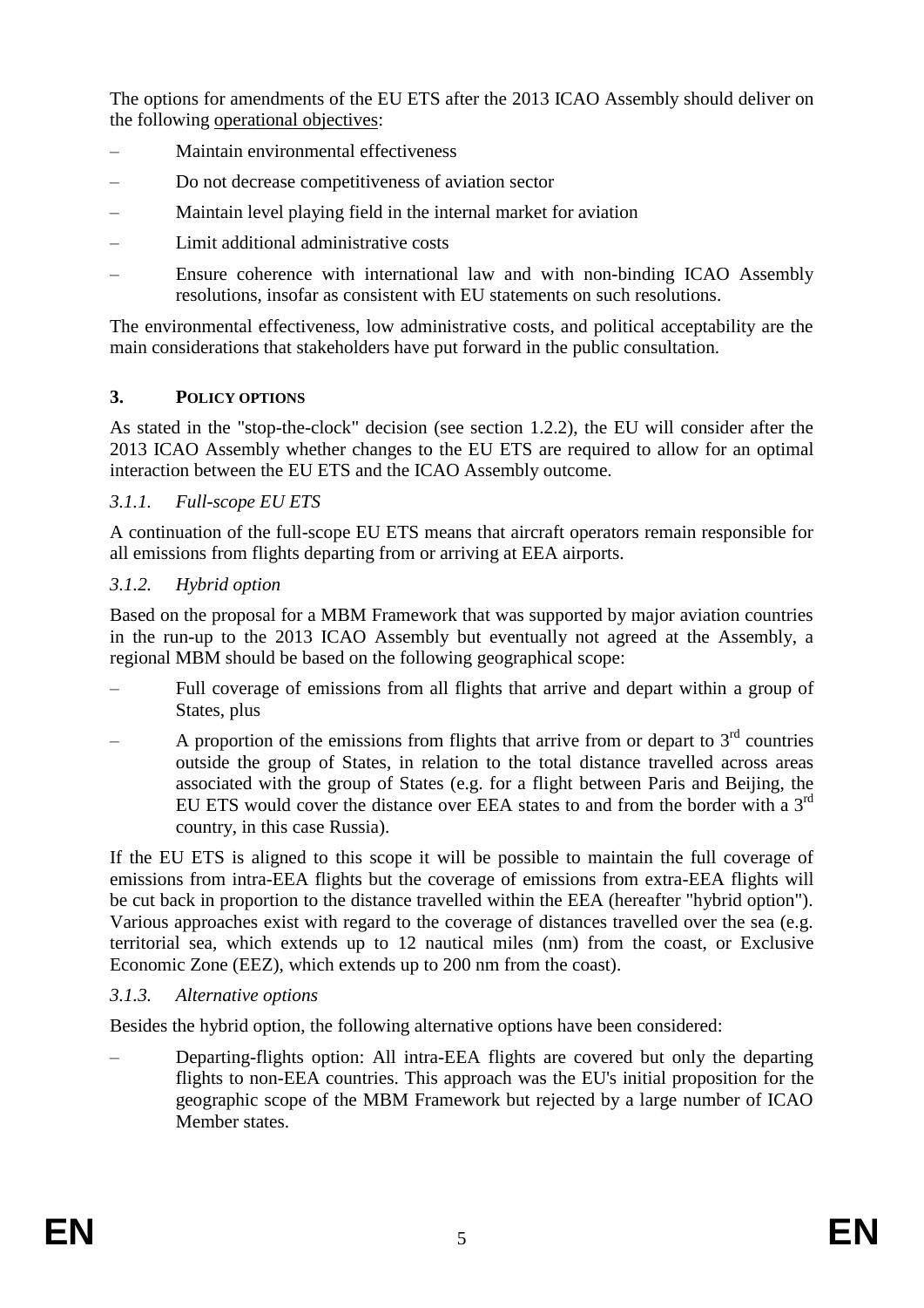The options for amendments of the EU ETS after the 2013 ICAO Assembly should deliver on the following operational objectives:

- Maintain environmental effectiveness
- Do not decrease competitiveness of aviation sector
- Maintain level playing field in the internal market for aviation
- Limit additional administrative costs
- Ensure coherence with international law and with non-binding ICAO Assembly resolutions, insofar as consistent with EU statements on such resolutions.

The environmental effectiveness, low administrative costs, and political acceptability are the main considerations that stakeholders have put forward in the public consultation.

## 3. POLICY OPTIONS

As stated in the "stop-the-clock" decision (see section 1.2.2), the EU will consider after the 2013 ICAO Assembly whether changes to the EU ETS are required to allow for an optimal interaction between the EU ETS and the ICAO Assembly outcome.

### *3.1.1. Full-scope EU ETS*

A continuation of the full-scope EU ETS means that aircraft operators remain responsible for all emissions from flights departing from or arriving at EEA airports.

### *3.1.2. Hybrid option*

Based on the proposal for a MBM Framework that was supported by major aviation countries in the run-up to the 2013 ICAO Assembly but eventually not agreed at the Assembly, a regional MBM should be based on the following geographical scope:

- Full coverage of emissions from all flights that arrive and depart within a group of States, plus
- A proportion of the emissions from flights that arrive from or depart to 3rd countries outside the group of States, in relation to the total distance travelled across areas associated with the group of States (e.g. for a flight between Paris and Beijing, the EU ETS would cover the distance over EEA states to and from the border with a 3rd country, in this case Russia).

If the EU ETS is aligned to this scope it will be possible to maintain the full coverage of emissions from intra-EEA flights but the coverage of emissions from extra-EEA flights will be cut back in proportion to the distance travelled within the EEA (hereafter "hybrid option"). Various approaches exist with regard to the coverage of distances travelled over the sea (e.g. territorial sea, which extends up to 12 nautical miles (nm) from the coast, or Exclusive Economic Zone (EEZ), which extends up to 200 nm from the coast).

### *3.1.3. Alternative options*

Besides the hybrid option, the following alternative options have been considered:

- Departing-flights option: All intra-EEA flights are covered but only the departing flights to non-EEA countries. This approach was the EU's initial proposition for the geographic scope of the MBM Framework but rejected by a large number of ICAO Member states.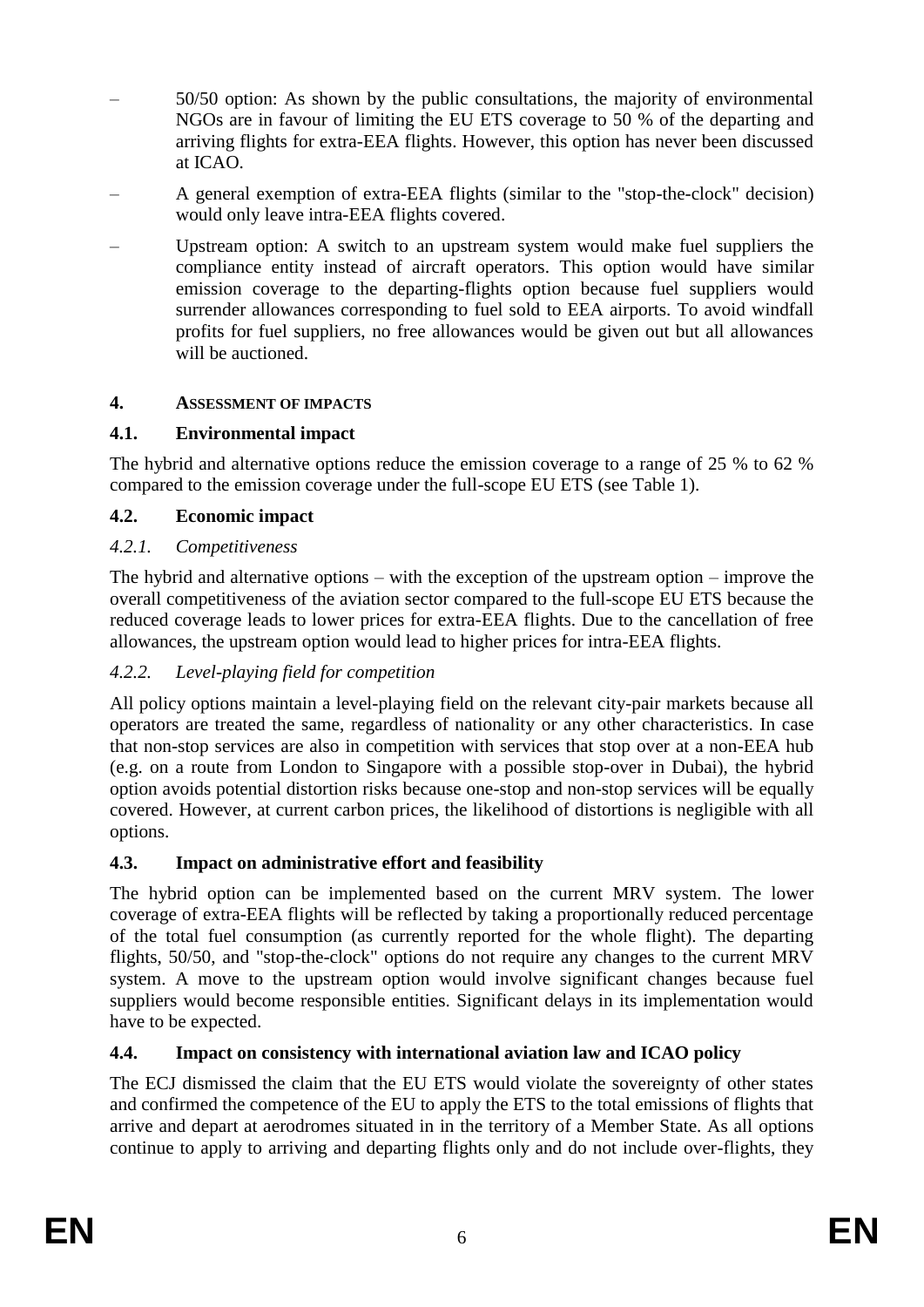- 50/50 option: As shown by the public consultations, the majority of environmental NGOs are in favour of limiting the EU ETS coverage to 50 % of the departing and arriving flights for extra-EEA flights. However, this option has never been discussed at ICAO.
- A general exemption of extra-EEA flights (similar to the "stop-the-clock" decision) would only leave intra-EEA flights covered.
- Upstream option: A switch to an upstream system would make fuel suppliers the compliance entity instead of aircraft operators. This option would have similar emission coverage to the departing-flights option because fuel suppliers would surrender allowances corresponding to fuel sold to EEA airports. To avoid windfall profits for fuel suppliers, no free allowances would be given out but all allowances will be auctioned.

## 4. ASSESSMENT OF IMPACTS

### 4.1. Environmental impact

The hybrid and alternative options reduce the emission coverage to a range of 25 % to 62 % compared to the emission coverage under the full-scope EU ETS (see Table 1).

### 4.2. Economic impact

#### *4.2.1. Competitiveness*

The hybrid and alternative options – with the exception of the upstream option – improve the overall competitiveness of the aviation sector compared to the full-scope EU ETS because the reduced coverage leads to lower prices for extra-EEA flights. Due to the cancellation of free allowances, the upstream option would lead to higher prices for intra-EEA flights.

#### *4.2.2. Level-playing field for competition*

All policy options maintain a level-playing field on the relevant city-pair markets because all operators are treated the same, regardless of nationality or any other characteristics. In case that non-stop services are also in competition with services that stop over at a non-EEA hub (e.g. on a route from London to Singapore with a possible stop-over in Dubai), the hybrid option avoids potential distortion risks because one-stop and non-stop services will be equally covered. However, at current carbon prices, the likelihood of distortions is negligible with all options.

### 4.3. Impact on administrative effort and feasibility

The hybrid option can be implemented based on the current MRV system. The lower coverage of extra-EEA flights will be reflected by taking a proportionally reduced percentage of the total fuel consumption (as currently reported for the whole flight). The departing flights, 50/50, and "stop-the-clock" options do not require any changes to the current MRV system. A move to the upstream option would involve significant changes because fuel suppliers would become responsible entities. Significant delays in its implementation would have to be expected.

### 4.4. Impact on consistency with international aviation law and ICAO policy

The ECJ dismissed the claim that the EU ETS would violate the sovereignty of other states and confirmed the competence of the EU to apply the ETS to the total emissions of flights that arrive and depart at aerodromes situated in in the territory of a Member State. As all options continue to apply to arriving and departing flights only and do not include over-flights, they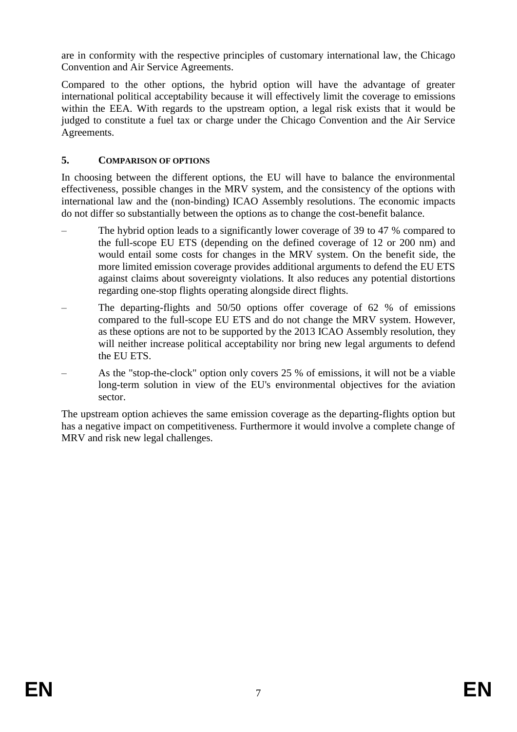are in conformity with the respective principles of customary international law, the Chicago Convention and Air Service Agreements.

Compared to the other options, the hybrid option will have the advantage of greater international political acceptability because it will effectively limit the coverage to emissions within the EEA. With regards to the upstream option, a legal risk exists that it would be judged to constitute a fuel tax or charge under the Chicago Convention and the Air Service Agreements.

## 5. COMPARISON OF OPTIONS

In choosing between the different options, the EU will have to balance the environmental effectiveness, possible changes in the MRV system, and the consistency of the options with international law and the (non-binding) ICAO Assembly resolutions. The economic impacts do not differ so substantially between the options as to change the cost-benefit balance.

- The hybrid option leads to a significantly lower coverage of 39 to 47 % compared to the full-scope EU ETS (depending on the defined coverage of 12 or 200 nm) and would entail some costs for changes in the MRV system. On the benefit side, the more limited emission coverage provides additional arguments to defend the EU ETS against claims about sovereignty violations. It also reduces any potential distortions regarding one-stop flights operating alongside direct flights.
- The departing-flights and 50/50 options offer coverage of 62 % of emissions compared to the full-scope EU ETS and do not change the MRV system. However, as these options are not to be supported by the 2013 ICAO Assembly resolution, they will neither increase political acceptability nor bring new legal arguments to defend the EU ETS.
- As the "stop-the-clock" option only covers 25 % of emissions, it will not be a viable long-term solution in view of the EU's environmental objectives for the aviation sector.

The upstream option achieves the same emission coverage as the departing-flights option but has a negative impact on competitiveness. Furthermore it would involve a complete change of MRV and risk new legal challenges.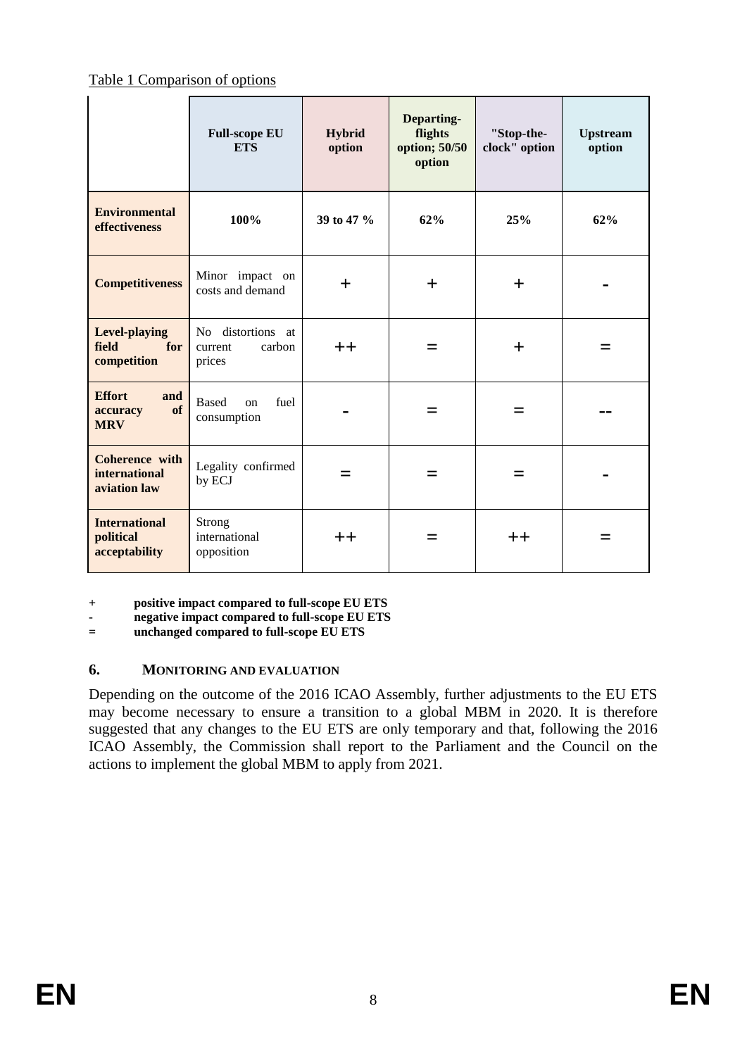Table 1 Comparison of options

| | Full-scope EU ETS | Hybrid option | Departing-flights option; 50/50 option | "Stop-the-clock" option | Upstream option |
|---|---|---|---|---|---|
| **Environmental effectiveness** | **100%** | **39 to 47 %** | **62%** | **25%** | **62%** |
| **Competitiveness** | Minor impact on costs and demand | + | + | + | - |
| **Level-playing field for competition** | No distortions at current carbon prices | ++ | = | + | = |
| **Effort and accuracy of MRV** | Based on fuel consumption | - | = | = | -- |
| **Coherence with international aviation law** | Legality confirmed by ECJ | = | = | = | - |
| **International political acceptability** | Strong international opposition | ++ | = | ++ | = |

\+ **positive impact compared to full-scope EU ETS**

\- **negative impact compared to full-scope EU ETS**

= **unchanged compared to full-scope EU ETS**

## 6. MONITORING AND EVALUATION

Depending on the outcome of the 2016 ICAO Assembly, further adjustments to the EU ETS may become necessary to ensure a transition to a global MBM in 2020. It is therefore suggested that any changes to the EU ETS are only temporary and that, following the 2016 ICAO Assembly, the Commission shall report to the Parliament and the Council on the actions to implement the global MBM to apply from 2021.